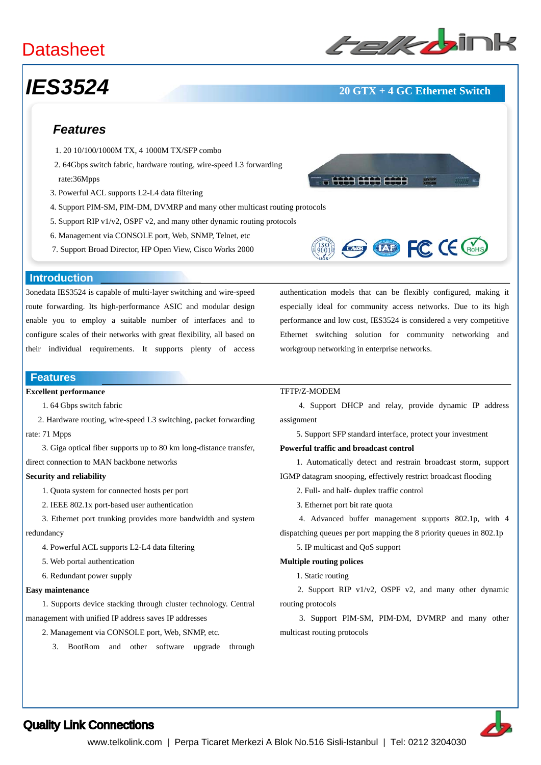Datasheet

# IES3524

**20 GTX + 4 GC Ethernet Switch**

## Features

1. 20 10/100/1000M TX, 4 1000M TX/SFP combo
2. 64Gbps switch fabric, hardware routing, wire-speed L3 forwarding rate:36Mpps
3. Powerful ACL supports L2-L4 data filtering
4. Support PIM-SM, PIM-DM, DVMRP and many other multicast routing protocols
5. Support RIP v1/v2, OSPF v2, and many other dynamic routing protocols
6. Management via CONSOLE port, Web, SNMP, Telnet, etc
7. Support Broad Director, HP Open View, Cisco Works 2000

## Introduction

3onedata IES3524 is capable of multi-layer switching and wire-speed route forwarding. Its high-performance ASIC and modular design enable you to employ a suitable number of interfaces and to configure scales of their networks with great flexibility, all based on their individual requirements. It supports plenty of access authentication models that can be flexibly configured, making it especially ideal for community access networks. Due to its high performance and low cost, IES3524 is considered a very competitive Ethernet switching solution for community networking and workgroup networking in enterprise networks.

## Features

**Excellent performance**

1. 64 Gbps switch fabric
2. Hardware routing, wire-speed L3 switching, packet forwarding rate: 71 Mpps
3. Giga optical fiber supports up to 80 km long-distance transfer, direct connection to MAN backbone networks

**Security and reliability**

1. Quota system for connected hosts per port
2. IEEE 802.1x port-based user authentication
3. Ethernet port trunking provides more bandwidth and system redundancy
4. Powerful ACL supports L2-L4 data filtering
5. Web portal authentication
6. Redundant power supply

**Easy maintenance**

1. Supports device stacking through cluster technology. Central management with unified IP address saves IP addresses
2. Management via CONSOLE port, Web, SNMP, etc.
3. BootRom and other software upgrade through TFTP/Z-MODEM
4. Support DHCP and relay, provide dynamic IP address assignment
5. Support SFP standard interface, protect your investment

**Powerful traffic and broadcast control**

1. Automatically detect and restrain broadcast storm, support IGMP datagram snooping, effectively restrict broadcast flooding
2. Full- and half- duplex traffic control
3. Ethernet port bit rate quota
4. Advanced buffer management supports 802.1p, with 4 dispatching queues per port mapping the 8 priority queues in 802.1p
5. IP multicast and QoS support

**Multiple routing polices**

1. Static routing
2. Support RIP v1/v2, OSPF v2, and many other dynamic routing protocols
3. Support PIM-SM, PIM-DM, DVMRP and many other multicast routing protocols

**Quality Link Connections**

www.telkolink.com | Perpa Ticaret Merkezi A Blok No.516 Sisli-Istanbul | Tel: 0212 3204030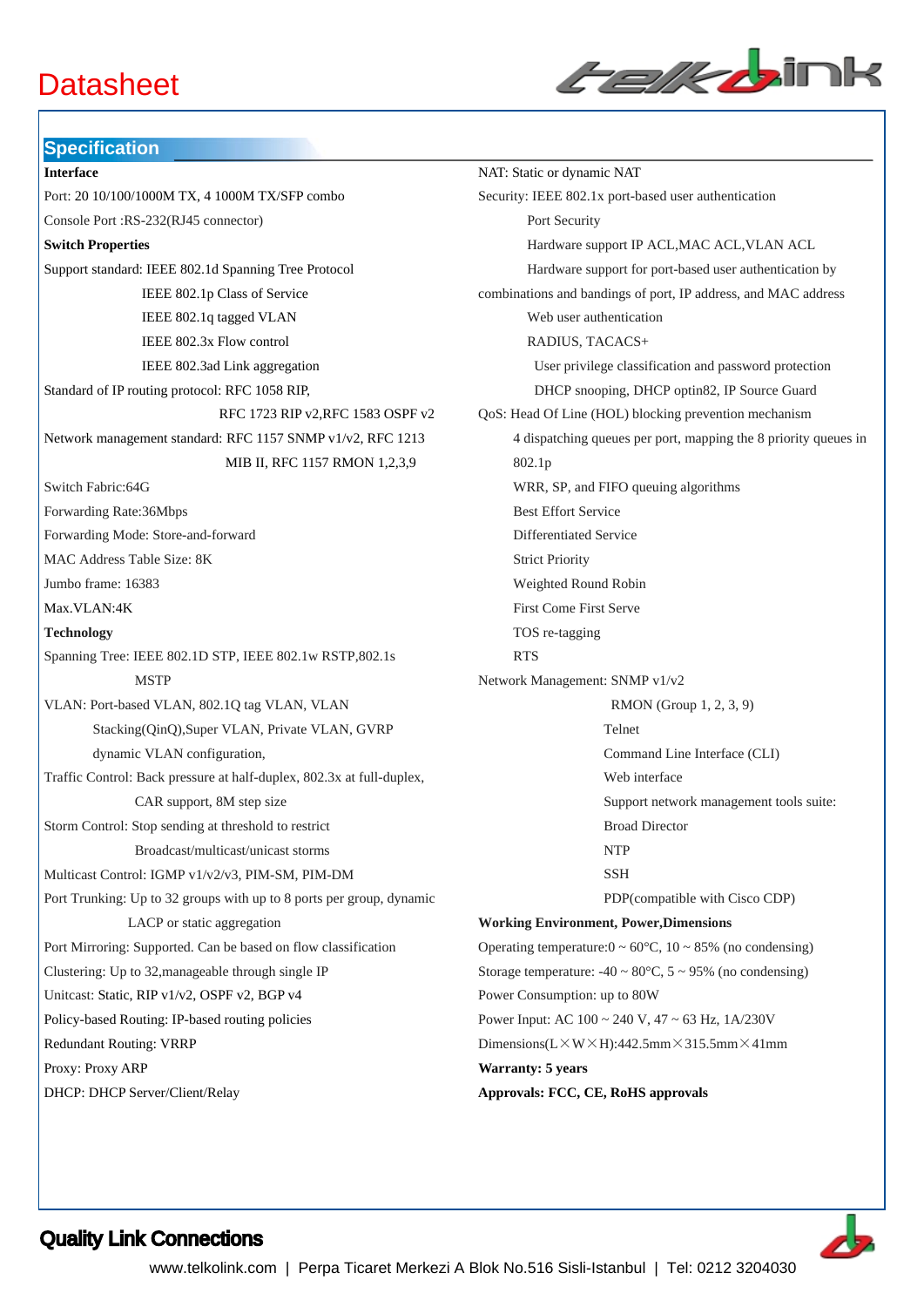# Datasheet

## Specification

**Interface**

Port: 20 10/100/1000M TX, 4 1000M TX/SFP combo

Console Port :RS-232(RJ45 connector)

**Switch Properties**

Support standard: IEEE 802.1d Spanning Tree Protocol
IEEE 802.1p Class of Service
IEEE 802.1q tagged VLAN
IEEE 802.3x Flow control
IEEE 802.3ad Link aggregation

Standard of IP routing protocol: RFC 1058 RIP,
RFC 1723 RIP v2,RFC 1583 OSPF v2

Network management standard: RFC 1157 SNMP v1/v2, RFC 1213
MIB II, RFC 1157 RMON 1,2,3,9

Switch Fabric:64G

Forwarding Rate:36Mbps

Forwarding Mode: Store-and-forward

MAC Address Table Size: 8K

Jumbo frame: 16383

Max.VLAN:4K

**Technology**

Spanning Tree: IEEE 802.1D STP, IEEE 802.1w RSTP,802.1s
MSTP

VLAN: Port-based VLAN, 802.1Q tag VLAN, VLAN
Stacking(QinQ),Super VLAN, Private VLAN, GVRP
dynamic VLAN configuration,

Traffic Control: Back pressure at half-duplex, 802.3x at full-duplex,
CAR support, 8M step size

Storm Control: Stop sending at threshold to restrict
Broadcast/multicast/unicast storms

Multicast Control: IGMP v1/v2/v3, PIM-SM, PIM-DM

Port Trunking: Up to 32 groups with up to 8 ports per group, dynamic
LACP or static aggregation

Port Mirroring: Supported. Can be based on flow classification

Clustering: Up to 32,manageable through single IP

Unitcast: Static, RIP v1/v2, OSPF v2, BGP v4

Policy-based Routing: IP-based routing policies

Redundant Routing: VRRP

Proxy: Proxy ARP

DHCP: DHCP Server/Client/Relay

NAT: Static or dynamic NAT

Security: IEEE 802.1x port-based user authentication
Port Security
Hardware support IP ACL,MAC ACL,VLAN ACL
Hardware support for port-based user authentication by
combinations and bandings of port, IP address, and MAC address
Web user authentication
RADIUS, TACACS+
User privilege classification and password protection
DHCP snooping, DHCP optin82, IP Source Guard

QoS: Head Of Line (HOL) blocking prevention mechanism
4 dispatching queues per port, mapping the 8 priority queues in
802.1p
WRR, SP, and FIFO queuing algorithms
Best Effort Service
Differentiated Service
Strict Priority
Weighted Round Robin
First Come First Serve
TOS re-tagging
RTS

Network Management: SNMP v1/v2
RMON (Group 1, 2, 3, 9)
Telnet
Command Line Interface (CLI)
Web interface
Support network management tools suite:
Broad Director
NTP
SSH
PDP(compatible with Cisco CDP)

**Working Environment, Power,Dimensions**

Operating temperature:0 ~ 60°C, 10 ~ 85% (no condensing)

Storage temperature: -40 ~ 80°C, 5 ~ 95% (no condensing)

Power Consumption: up to 80W

Power Input: AC 100 ~ 240 V, 47 ~ 63 Hz, 1A/230V

Dimensions(L×W×H):442.5mm×315.5mm×41mm

**Warranty: 5 years**

**Approvals: FCC, CE, RoHS approvals**

**Quality Link Connections**

www.telkolink.com | Perpa Ticaret Merkezi A Blok No.516 Sisli-Istanbul | Tel: 0212 3204030